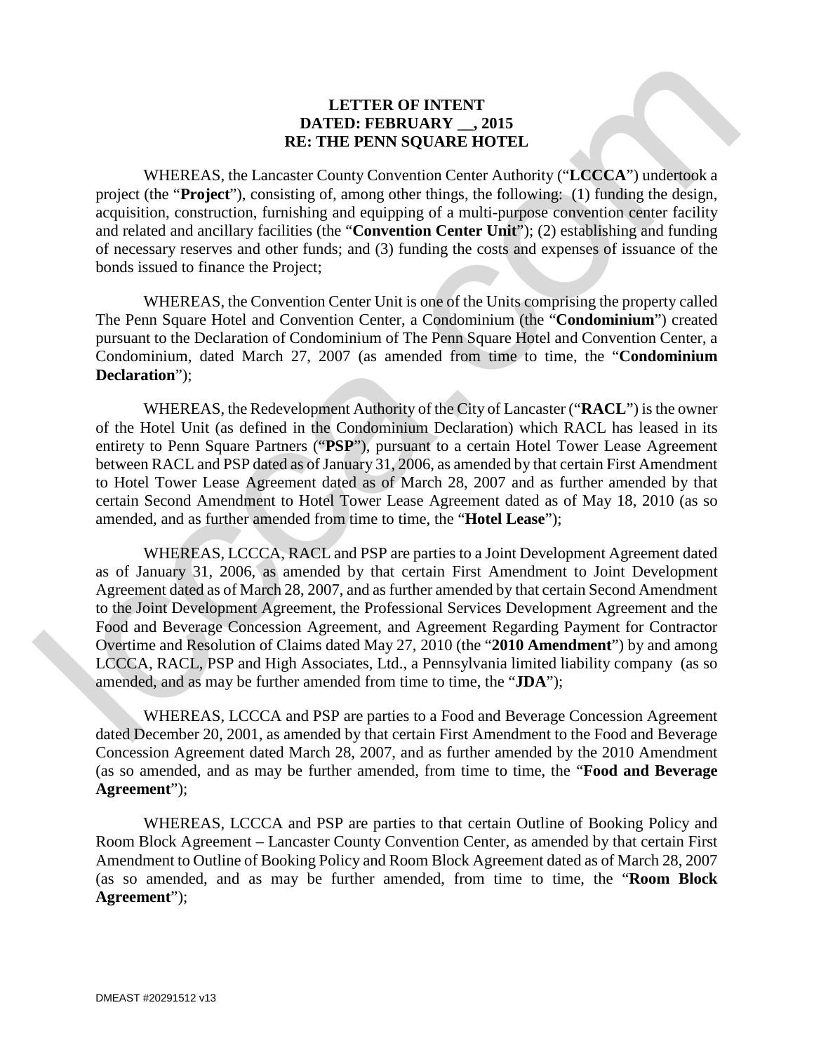**LETTER OF INTENT**
**DATED: FEBRUARY __, 2015**
**RE: THE PENN SQUARE HOTEL**

WHEREAS, the Lancaster County Convention Center Authority ("**LCCCA**") undertook a project (the "**Project**"), consisting of, among other things, the following: (1) funding the design, acquisition, construction, furnishing and equipping of a multi-purpose convention center facility and related and ancillary facilities (the "**Convention Center Unit**"); (2) establishing and funding of necessary reserves and other funds; and (3) funding the costs and expenses of issuance of the bonds issued to finance the Project;

WHEREAS, the Convention Center Unit is one of the Units comprising the property called The Penn Square Hotel and Convention Center, a Condominium (the "**Condominium**") created pursuant to the Declaration of Condominium of The Penn Square Hotel and Convention Center, a Condominium, dated March 27, 2007 (as amended from time to time, the "**Condominium Declaration**");

WHEREAS, the Redevelopment Authority of the City of Lancaster ("**RACL**") is the owner of the Hotel Unit (as defined in the Condominium Declaration) which RACL has leased in its entirety to Penn Square Partners ("**PSP**"), pursuant to a certain Hotel Tower Lease Agreement between RACL and PSP dated as of January 31, 2006, as amended by that certain First Amendment to Hotel Tower Lease Agreement dated as of March 28, 2007 and as further amended by that certain Second Amendment to Hotel Tower Lease Agreement dated as of May 18, 2010 (as so amended, and as further amended from time to time, the "**Hotel Lease**");

WHEREAS, LCCCA, RACL and PSP are parties to a Joint Development Agreement dated as of January 31, 2006, as amended by that certain First Amendment to Joint Development Agreement dated as of March 28, 2007, and as further amended by that certain Second Amendment to the Joint Development Agreement, the Professional Services Development Agreement and the Food and Beverage Concession Agreement, and Agreement Regarding Payment for Contractor Overtime and Resolution of Claims dated May 27, 2010 (the "**2010 Amendment**") by and among LCCCA, RACL, PSP and High Associates, Ltd., a Pennsylvania limited liability company (as so amended, and as may be further amended from time to time, the "**JDA**");

WHEREAS, LCCCA and PSP are parties to a Food and Beverage Concession Agreement dated December 20, 2001, as amended by that certain First Amendment to the Food and Beverage Concession Agreement dated March 28, 2007, and as further amended by the 2010 Amendment (as so amended, and as may be further amended, from time to time, the "**Food and Beverage Agreement**");

WHEREAS, LCCCA and PSP are parties to that certain Outline of Booking Policy and Room Block Agreement – Lancaster County Convention Center, as amended by that certain First Amendment to Outline of Booking Policy and Room Block Agreement dated as of March 28, 2007 (as so amended, and as may be further amended, from time to time, the "**Room Block Agreement**");

DMEAST #20291512 v13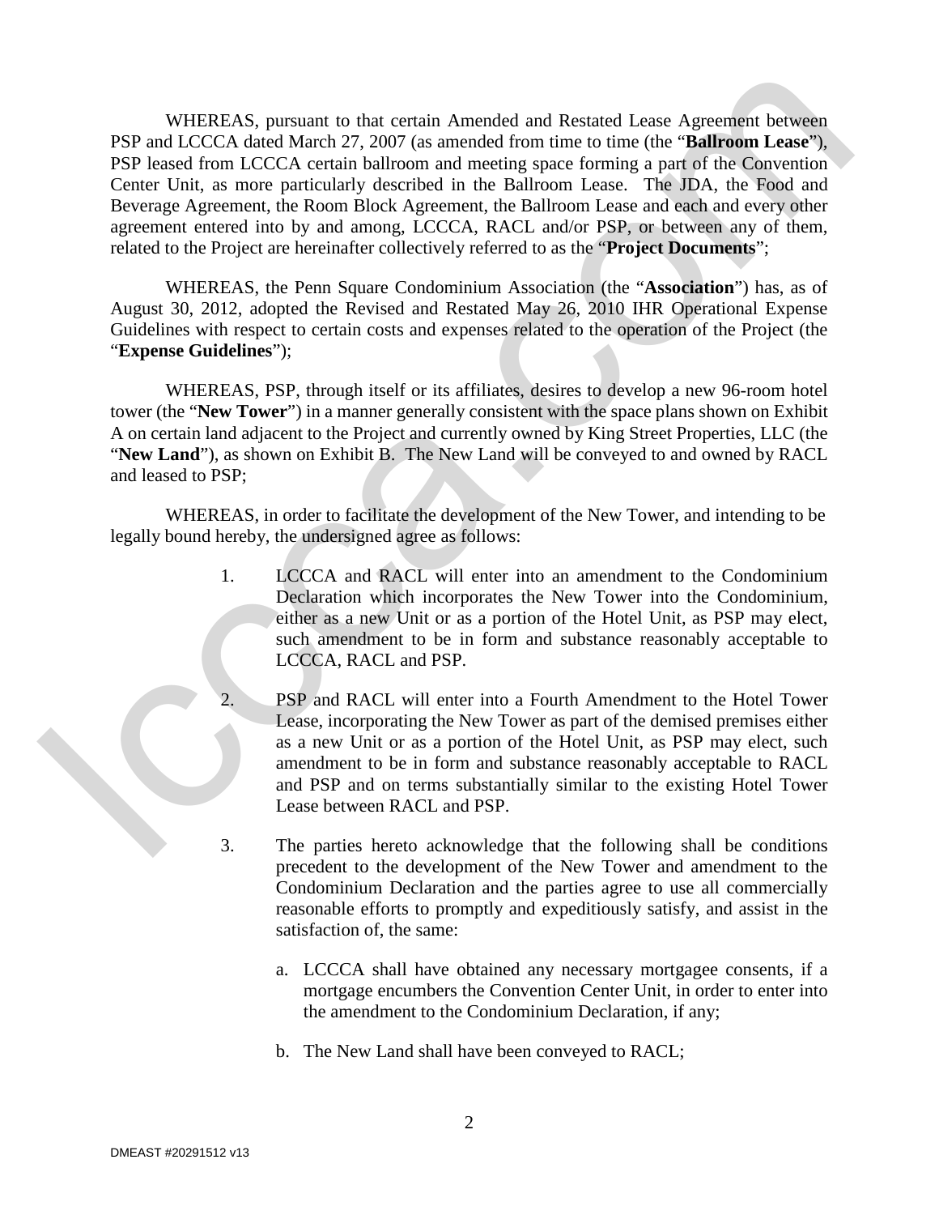WHEREAS, pursuant to that certain Amended and Restated Lease Agreement between PSP and LCCCA dated March 27, 2007 (as amended from time to time (the "**Ballroom Lease**"), PSP leased from LCCCA certain ballroom and meeting space forming a part of the Convention Center Unit, as more particularly described in the Ballroom Lease. The JDA, the Food and Beverage Agreement, the Room Block Agreement, the Ballroom Lease and each and every other agreement entered into by and among, LCCCA, RACL and/or PSP, or between any of them, related to the Project are hereinafter collectively referred to as the "**Project Documents**";

WHEREAS, the Penn Square Condominium Association (the "**Association**") has, as of August 30, 2012, adopted the Revised and Restated May 26, 2010 IHR Operational Expense Guidelines with respect to certain costs and expenses related to the operation of the Project (the "**Expense Guidelines**");

WHEREAS, PSP, through itself or its affiliates, desires to develop a new 96-room hotel tower (the "**New Tower**") in a manner generally consistent with the space plans shown on Exhibit A on certain land adjacent to the Project and currently owned by King Street Properties, LLC (the "**New Land**"), as shown on Exhibit B. The New Land will be conveyed to and owned by RACL and leased to PSP;

WHEREAS, in order to facilitate the development of the New Tower, and intending to be legally bound hereby, the undersigned agree as follows:

1. LCCCA and RACL will enter into an amendment to the Condominium Declaration which incorporates the New Tower into the Condominium, either as a new Unit or as a portion of the Hotel Unit, as PSP may elect, such amendment to be in form and substance reasonably acceptable to LCCCA, RACL and PSP.

2. PSP and RACL will enter into a Fourth Amendment to the Hotel Tower Lease, incorporating the New Tower as part of the demised premises either as a new Unit or as a portion of the Hotel Unit, as PSP may elect, such amendment to be in form and substance reasonably acceptable to RACL and PSP and on terms substantially similar to the existing Hotel Tower Lease between RACL and PSP.

3. The parties hereto acknowledge that the following shall be conditions precedent to the development of the New Tower and amendment to the Condominium Declaration and the parties agree to use all commercially reasonable efforts to promptly and expeditiously satisfy, and assist in the satisfaction of, the same:

   a. LCCCA shall have obtained any necessary mortgagee consents, if a mortgage encumbers the Convention Center Unit, in order to enter into the amendment to the Condominium Declaration, if any;

   b. The New Land shall have been conveyed to RACL;

DMEAST #20291512 v13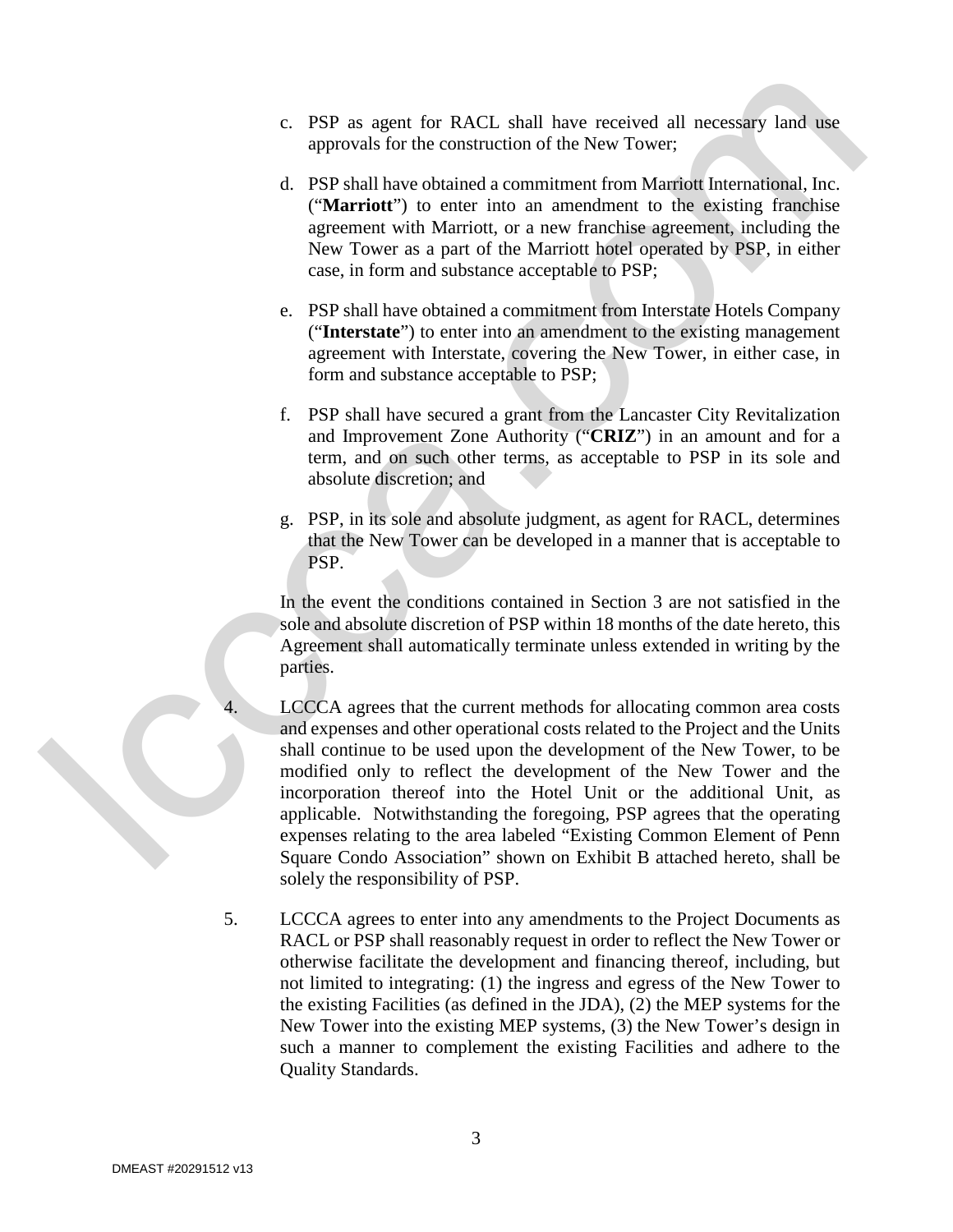c. PSP as agent for RACL shall have received all necessary land use approvals for the construction of the New Tower;

d. PSP shall have obtained a commitment from Marriott International, Inc. ("**Marriott**") to enter into an amendment to the existing franchise agreement with Marriott, or a new franchise agreement, including the New Tower as a part of the Marriott hotel operated by PSP, in either case, in form and substance acceptable to PSP;

e. PSP shall have obtained a commitment from Interstate Hotels Company ("**Interstate**") to enter into an amendment to the existing management agreement with Interstate, covering the New Tower, in either case, in form and substance acceptable to PSP;

f. PSP shall have secured a grant from the Lancaster City Revitalization and Improvement Zone Authority ("**CRIZ**") in an amount and for a term, and on such other terms, as acceptable to PSP in its sole and absolute discretion; and

g. PSP, in its sole and absolute judgment, as agent for RACL, determines that the New Tower can be developed in a manner that is acceptable to PSP.

In the event the conditions contained in Section 3 are not satisfied in the sole and absolute discretion of PSP within 18 months of the date hereto, this Agreement shall automatically terminate unless extended in writing by the parties.

4. LCCCA agrees that the current methods for allocating common area costs and expenses and other operational costs related to the Project and the Units shall continue to be used upon the development of the New Tower, to be modified only to reflect the development of the New Tower and the incorporation thereof into the Hotel Unit or the additional Unit, as applicable. Notwithstanding the foregoing, PSP agrees that the operating expenses relating to the area labeled "Existing Common Element of Penn Square Condo Association" shown on Exhibit B attached hereto, shall be solely the responsibility of PSP.

5. LCCCA agrees to enter into any amendments to the Project Documents as RACL or PSP shall reasonably request in order to reflect the New Tower or otherwise facilitate the development and financing thereof, including, but not limited to integrating: (1) the ingress and egress of the New Tower to the existing Facilities (as defined in the JDA), (2) the MEP systems for the New Tower into the existing MEP systems, (3) the New Tower's design in such a manner to complement the existing Facilities and adhere to the Quality Standards.

DMEAST #20291512 v13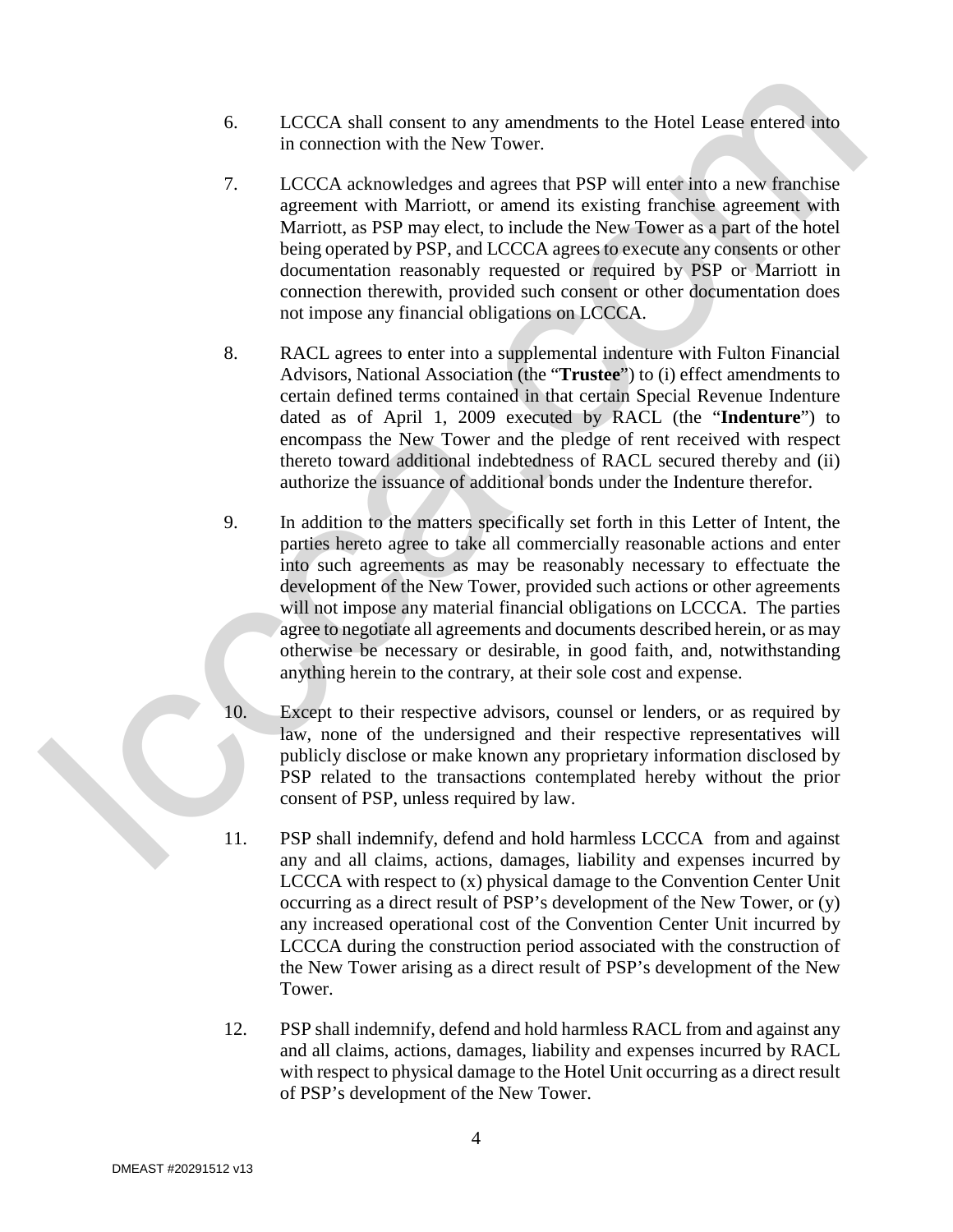6. LCCCA shall consent to any amendments to the Hotel Lease entered into in connection with the New Tower.

7. LCCCA acknowledges and agrees that PSP will enter into a new franchise agreement with Marriott, or amend its existing franchise agreement with Marriott, as PSP may elect, to include the New Tower as a part of the hotel being operated by PSP, and LCCCA agrees to execute any consents or other documentation reasonably requested or required by PSP or Marriott in connection therewith, provided such consent or other documentation does not impose any financial obligations on LCCCA.

8. RACL agrees to enter into a supplemental indenture with Fulton Financial Advisors, National Association (the "**Trustee**") to (i) effect amendments to certain defined terms contained in that certain Special Revenue Indenture dated as of April 1, 2009 executed by RACL (the "**Indenture**") to encompass the New Tower and the pledge of rent received with respect thereto toward additional indebtedness of RACL secured thereby and (ii) authorize the issuance of additional bonds under the Indenture therefor.

9. In addition to the matters specifically set forth in this Letter of Intent, the parties hereto agree to take all commercially reasonable actions and enter into such agreements as may be reasonably necessary to effectuate the development of the New Tower, provided such actions or other agreements will not impose any material financial obligations on LCCCA. The parties agree to negotiate all agreements and documents described herein, or as may otherwise be necessary or desirable, in good faith, and, notwithstanding anything herein to the contrary, at their sole cost and expense.

10. Except to their respective advisors, counsel or lenders, or as required by law, none of the undersigned and their respective representatives will publicly disclose or make known any proprietary information disclosed by PSP related to the transactions contemplated hereby without the prior consent of PSP, unless required by law.

11. PSP shall indemnify, defend and hold harmless LCCCA from and against any and all claims, actions, damages, liability and expenses incurred by LCCCA with respect to (x) physical damage to the Convention Center Unit occurring as a direct result of PSP's development of the New Tower, or (y) any increased operational cost of the Convention Center Unit incurred by LCCCA during the construction period associated with the construction of the New Tower arising as a direct result of PSP's development of the New Tower.

12. PSP shall indemnify, defend and hold harmless RACL from and against any and all claims, actions, damages, liability and expenses incurred by RACL with respect to physical damage to the Hotel Unit occurring as a direct result of PSP's development of the New Tower.

DMEAST #20291512 v13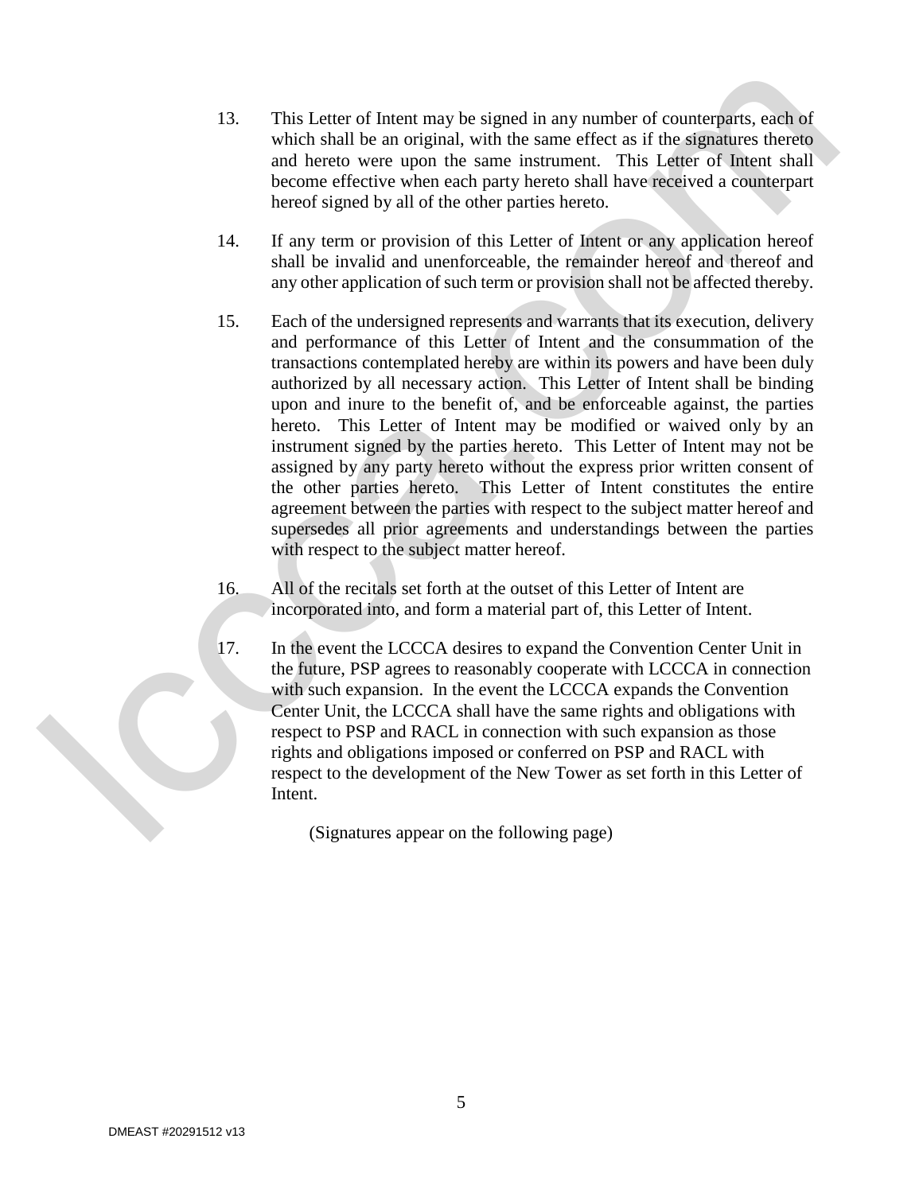13. This Letter of Intent may be signed in any number of counterparts, each of which shall be an original, with the same effect as if the signatures thereto and hereto were upon the same instrument. This Letter of Intent shall become effective when each party hereto shall have received a counterpart hereof signed by all of the other parties hereto.

14. If any term or provision of this Letter of Intent or any application hereof shall be invalid and unenforceable, the remainder hereof and thereof and any other application of such term or provision shall not be affected thereby.

15. Each of the undersigned represents and warrants that its execution, delivery and performance of this Letter of Intent and the consummation of the transactions contemplated hereby are within its powers and have been duly authorized by all necessary action. This Letter of Intent shall be binding upon and inure to the benefit of, and be enforceable against, the parties hereto. This Letter of Intent may be modified or waived only by an instrument signed by the parties hereto. This Letter of Intent may not be assigned by any party hereto without the express prior written consent of the other parties hereto. This Letter of Intent constitutes the entire agreement between the parties with respect to the subject matter hereof and supersedes all prior agreements and understandings between the parties with respect to the subject matter hereof.

16. All of the recitals set forth at the outset of this Letter of Intent are incorporated into, and form a material part of, this Letter of Intent.

17. In the event the LCCCA desires to expand the Convention Center Unit in the future, PSP agrees to reasonably cooperate with LCCCA in connection with such expansion. In the event the LCCCA expands the Convention Center Unit, the LCCCA shall have the same rights and obligations with respect to PSP and RACL in connection with such expansion as those rights and obligations imposed or conferred on PSP and RACL with respect to the development of the New Tower as set forth in this Letter of Intent.

(Signatures appear on the following page)

DMEAST #20291512 v13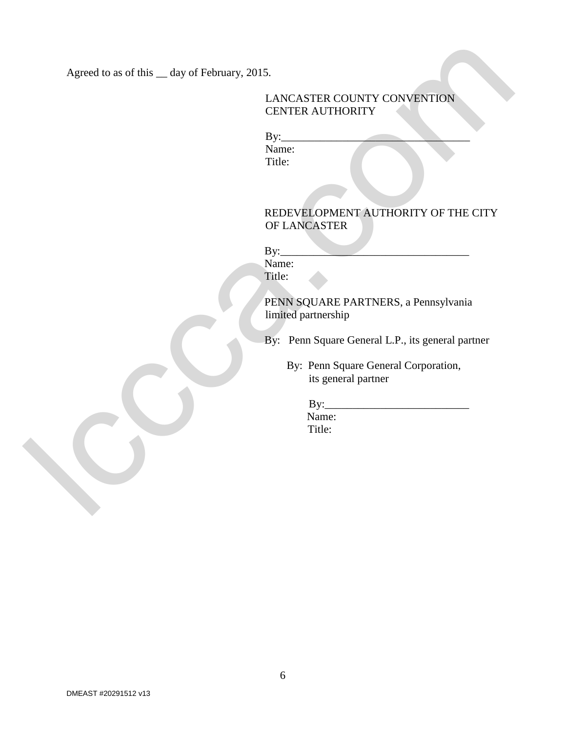Agreed to as of this __ day of February, 2015.

LANCASTER COUNTY CONVENTION CENTER AUTHORITY

By:_________________________________
Name:
Title:

REDEVELOPMENT AUTHORITY OF THE CITY OF LANCASTER

By:_________________________________
Name:
Title:

PENN SQUARE PARTNERS, a Pennsylvania limited partnership

By: Penn Square General L.P., its general partner

By: Penn Square General Corporation, its general partner

By:_________________________
Name:
Title: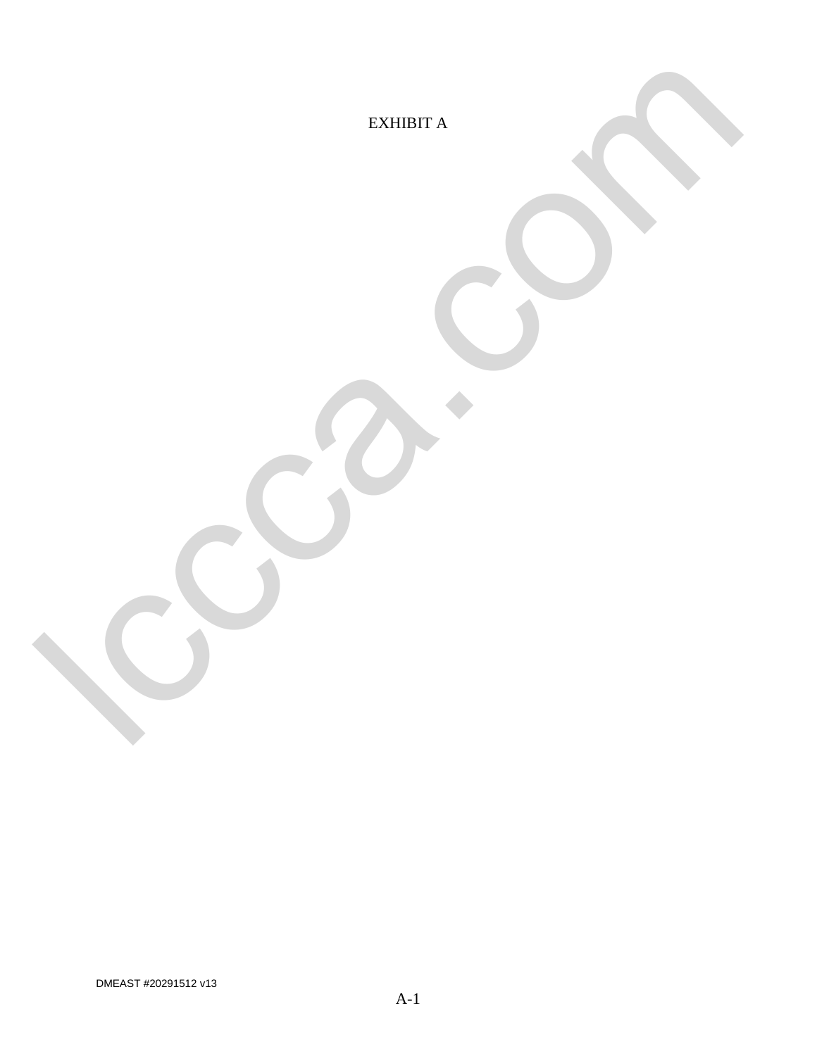EXHIBIT A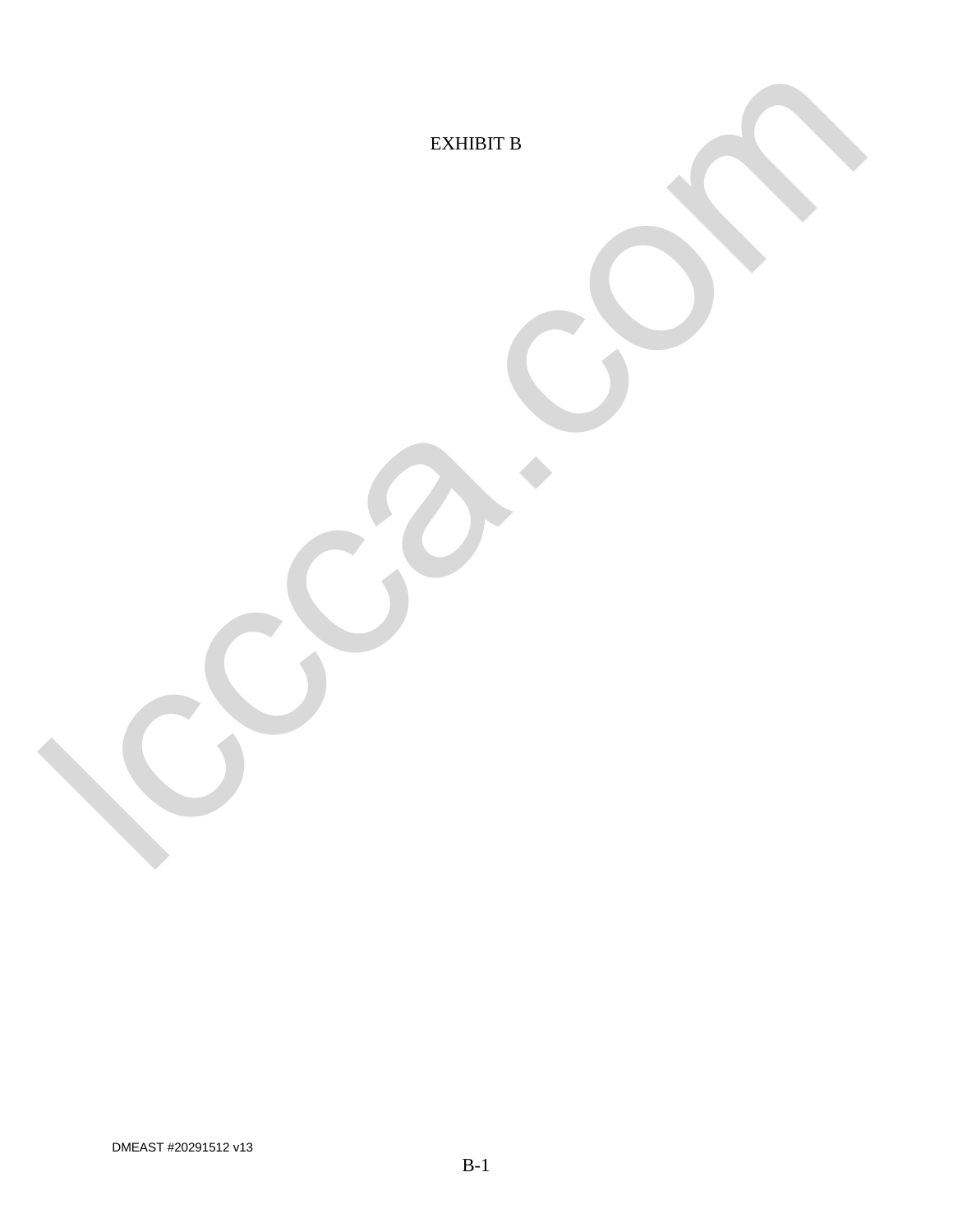EXHIBIT B